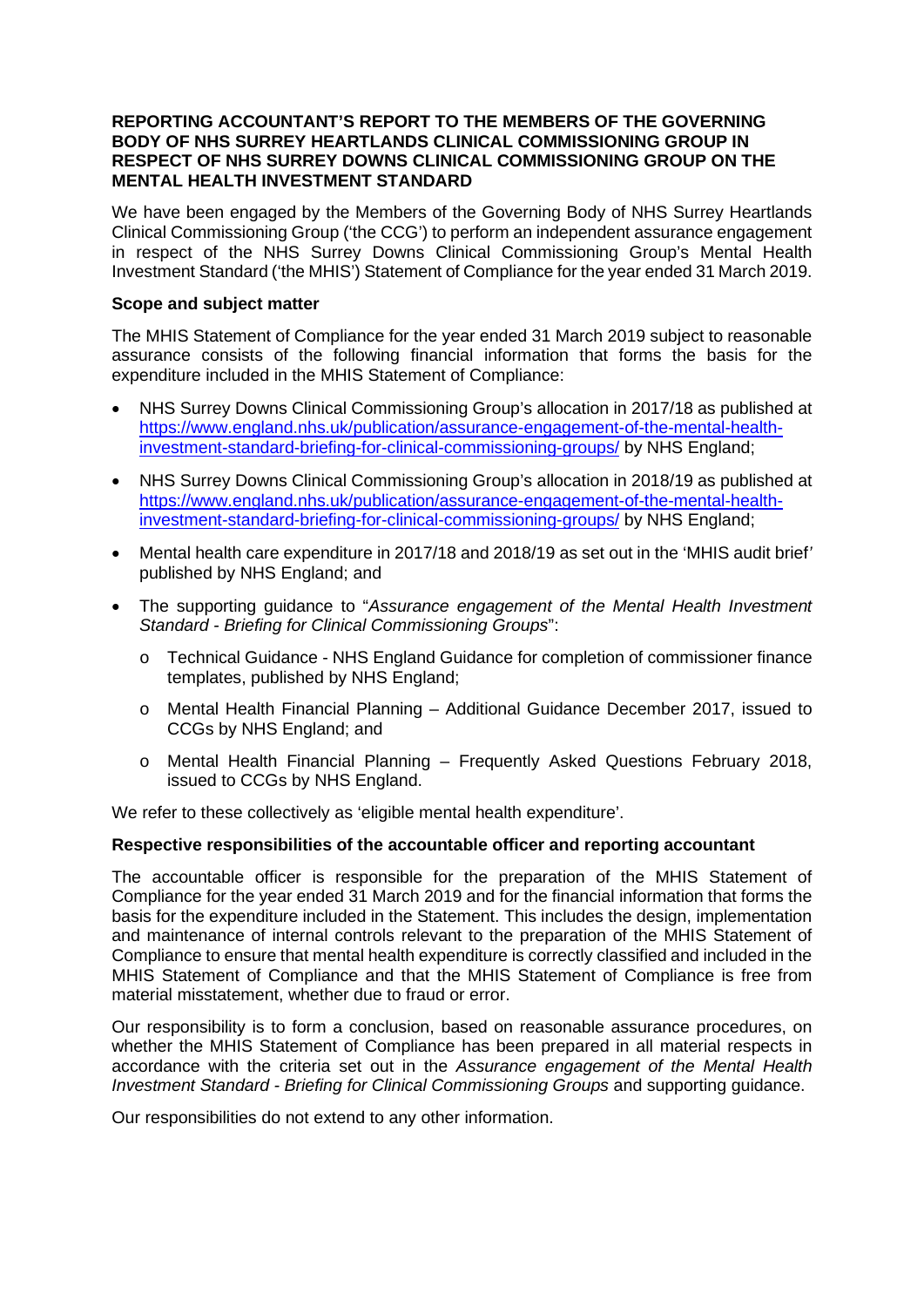# REPORTING ACCOUNTANT'S REPORT TO THE MEMBERS OF THE GOVERNING BODY OF NHS SURREY HEARTLANDS CLINICAL COMMISSIONING GROUP IN RESPECT OF NHS SURREY DOWNS CLINICAL COMMISSIONING GROUP ON THE MENTAL HEALTH INVESTMENT STANDARD

We have been engaged by the Members of the Governing Body of NHS Surrey Heartlands Clinical Commissioning Group ('the CCG') to perform an independent assurance engagement in respect of the NHS Surrey Downs Clinical Commissioning Group's Mental Health Investment Standard ('the MHIS') Statement of Compliance for the year ended 31 March 2019.

## Scope and subject matter

The MHIS Statement of Compliance for the year ended 31 March 2019 subject to reasonable assurance consists of the following financial information that forms the basis for the expenditure included in the MHIS Statement of Compliance:

- NHS Surrey Downs Clinical Commissioning Group's allocation in 2017/18 as published at https://www.england.nhs.uk/publication/assurance-engagement-of-the-mental-health-investment-standard-briefing-for-clinical-commissioning-groups/ by NHS England;
- NHS Surrey Downs Clinical Commissioning Group's allocation in 2018/19 as published at https://www.england.nhs.uk/publication/assurance-engagement-of-the-mental-health-investment-standard-briefing-for-clinical-commissioning-groups/ by NHS England;
- Mental health care expenditure in 2017/18 and 2018/19 as set out in the 'MHIS audit brief' published by NHS England; and
- The supporting guidance to "*Assurance engagement of the Mental Health Investment Standard - Briefing for Clinical Commissioning Groups*":
  - Technical Guidance - NHS England Guidance for completion of commissioner finance templates, published by NHS England;
  - Mental Health Financial Planning – Additional Guidance December 2017, issued to CCGs by NHS England; and
  - Mental Health Financial Planning – Frequently Asked Questions February 2018, issued to CCGs by NHS England.

We refer to these collectively as 'eligible mental health expenditure'.

## Respective responsibilities of the accountable officer and reporting accountant

The accountable officer is responsible for the preparation of the MHIS Statement of Compliance for the year ended 31 March 2019 and for the financial information that forms the basis for the expenditure included in the Statement. This includes the design, implementation and maintenance of internal controls relevant to the preparation of the MHIS Statement of Compliance to ensure that mental health expenditure is correctly classified and included in the MHIS Statement of Compliance and that the MHIS Statement of Compliance is free from material misstatement, whether due to fraud or error.

Our responsibility is to form a conclusion, based on reasonable assurance procedures, on whether the MHIS Statement of Compliance has been prepared in all material respects in accordance with the criteria set out in the *Assurance engagement of the Mental Health Investment Standard - Briefing for Clinical Commissioning Groups* and supporting guidance.

Our responsibilities do not extend to any other information.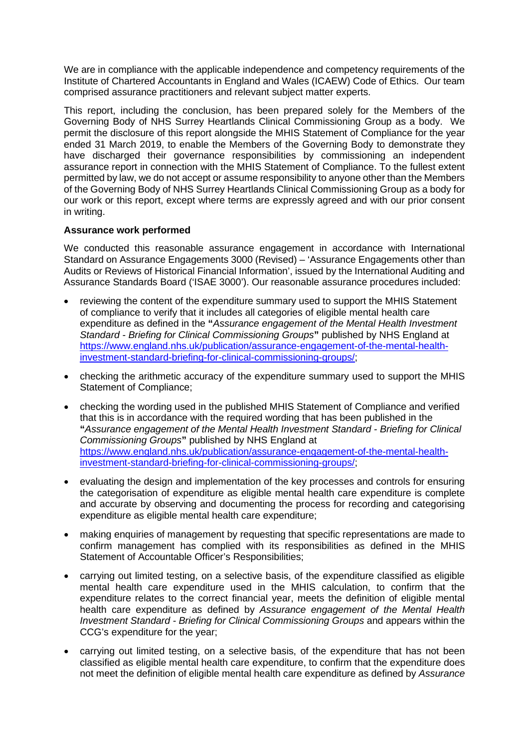We are in compliance with the applicable independence and competency requirements of the Institute of Chartered Accountants in England and Wales (ICAEW) Code of Ethics. Our team comprised assurance practitioners and relevant subject matter experts.

This report, including the conclusion, has been prepared solely for the Members of the Governing Body of NHS Surrey Heartlands Clinical Commissioning Group as a body. We permit the disclosure of this report alongside the MHIS Statement of Compliance for the year ended 31 March 2019, to enable the Members of the Governing Body to demonstrate they have discharged their governance responsibilities by commissioning an independent assurance report in connection with the MHIS Statement of Compliance. To the fullest extent permitted by law, we do not accept or assume responsibility to anyone other than the Members of the Governing Body of NHS Surrey Heartlands Clinical Commissioning Group as a body for our work or this report, except where terms are expressly agreed and with our prior consent in writing.

**Assurance work performed**

We conducted this reasonable assurance engagement in accordance with International Standard on Assurance Engagements 3000 (Revised) – 'Assurance Engagements other than Audits or Reviews of Historical Financial Information', issued by the International Auditing and Assurance Standards Board ('ISAE 3000'). Our reasonable assurance procedures included:

- reviewing the content of the expenditure summary used to support the MHIS Statement of compliance to verify that it includes all categories of eligible mental health care expenditure as defined in the **"***Assurance engagement of the Mental Health Investment Standard - Briefing for Clinical Commissioning Groups***"** published by NHS England at [https://www.england.nhs.uk/publication/assurance-engagement-of-the-mental-health-investment-standard-briefing-for-clinical-commissioning-groups/](https://www.england.nhs.uk/publication/assurance-engagement-of-the-mental-health-investment-standard-briefing-for-clinical-commissioning-groups/);

- checking the arithmetic accuracy of the expenditure summary used to support the MHIS Statement of Compliance;

- checking the wording used in the published MHIS Statement of Compliance and verified that this is in accordance with the required wording that has been published in the **"***Assurance engagement of the Mental Health Investment Standard - Briefing for Clinical Commissioning Groups***"** published by NHS England at [https://www.england.nhs.uk/publication/assurance-engagement-of-the-mental-health-investment-standard-briefing-for-clinical-commissioning-groups/](https://www.england.nhs.uk/publication/assurance-engagement-of-the-mental-health-investment-standard-briefing-for-clinical-commissioning-groups/);

- evaluating the design and implementation of the key processes and controls for ensuring the categorisation of expenditure as eligible mental health care expenditure is complete and accurate by observing and documenting the process for recording and categorising expenditure as eligible mental health care expenditure;

- making enquiries of management by requesting that specific representations are made to confirm management has complied with its responsibilities as defined in the MHIS Statement of Accountable Officer's Responsibilities;

- carrying out limited testing, on a selective basis, of the expenditure classified as eligible mental health care expenditure used in the MHIS calculation, to confirm that the expenditure relates to the correct financial year, meets the definition of eligible mental health care expenditure as defined by *Assurance engagement of the Mental Health Investment Standard - Briefing for Clinical Commissioning Groups* and appears within the CCG's expenditure for the year;

- carrying out limited testing, on a selective basis, of the expenditure that has not been classified as eligible mental health care expenditure, to confirm that the expenditure does not meet the definition of eligible mental health care expenditure as defined by *Assurance*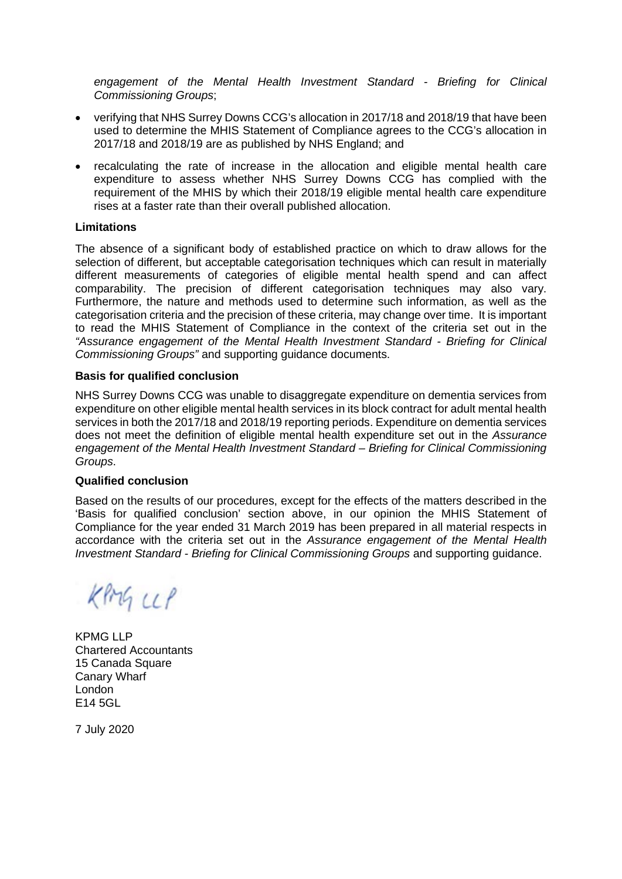*engagement of the Mental Health Investment Standard - Briefing for Clinical Commissioning Groups*;

- verifying that NHS Surrey Downs CCG's allocation in 2017/18 and 2018/19 that have been used to determine the MHIS Statement of Compliance agrees to the CCG's allocation in 2017/18 and 2018/19 are as published by NHS England; and
- recalculating the rate of increase in the allocation and eligible mental health care expenditure to assess whether NHS Surrey Downs CCG has complied with the requirement of the MHIS by which their 2018/19 eligible mental health care expenditure rises at a faster rate than their overall published allocation.

**Limitations**

The absence of a significant body of established practice on which to draw allows for the selection of different, but acceptable categorisation techniques which can result in materially different measurements of categories of eligible mental health spend and can affect comparability. The precision of different categorisation techniques may also vary. Furthermore, the nature and methods used to determine such information, as well as the categorisation criteria and the precision of these criteria, may change over time. It is important to read the MHIS Statement of Compliance in the context of the criteria set out in the *"Assurance engagement of the Mental Health Investment Standard - Briefing for Clinical Commissioning Groups"* and supporting guidance documents.

**Basis for qualified conclusion**

NHS Surrey Downs CCG was unable to disaggregate expenditure on dementia services from expenditure on other eligible mental health services in its block contract for adult mental health services in both the 2017/18 and 2018/19 reporting periods. Expenditure on dementia services does not meet the definition of eligible mental health expenditure set out in the *Assurance engagement of the Mental Health Investment Standard – Briefing for Clinical Commissioning Groups*.

**Qualified conclusion**

Based on the results of our procedures, except for the effects of the matters described in the 'Basis for qualified conclusion' section above, in our opinion the MHIS Statement of Compliance for the year ended 31 March 2019 has been prepared in all material respects in accordance with the criteria set out in the *Assurance engagement of the Mental Health Investment Standard - Briefing for Clinical Commissioning Groups* and supporting guidance.

KPMG LLP

KPMG LLP
Chartered Accountants
15 Canada Square
Canary Wharf
London
E14 5GL

7 July 2020